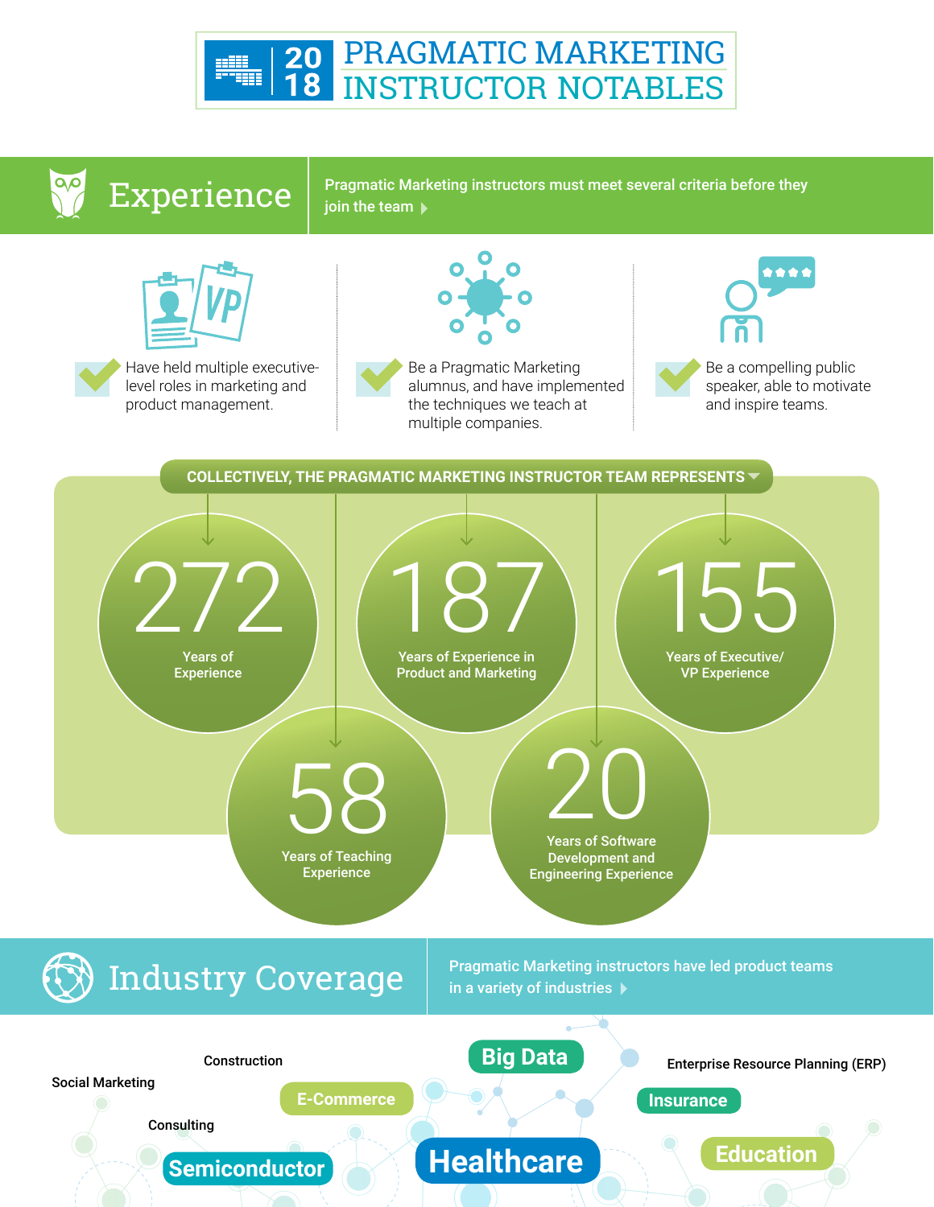# 2018 PRAGMATIC MARKETING INSTRUCTOR NOTABLES

## Experience

Pragmatic Marketing instructors must meet several criteria before they join the team

- Have held multiple executive-level roles in marketing and product management.
- Be a Pragmatic Marketing alumnus, and have implemented the techniques we teach at multiple companies.
- Be a compelling public speaker, able to motivate and inspire teams.

**COLLECTIVELY, THE PRAGMATIC MARKETING INSTRUCTOR TEAM REPRESENTS**

- **272** Years of Experience
- **187** Years of Experience in Product and Marketing
- **155** Years of Executive/VP Experience
- **58** Years of Teaching Experience
- **20** Years of Software Development and Engineering Experience

## Industry Coverage

Pragmatic Marketing instructors have led product teams in a variety of industries

- Social Marketing
- Construction
- E-Commerce
- Big Data
- Enterprise Resource Planning (ERP)
- Insurance
- Consulting
- Semiconductor
- Healthcare
- Education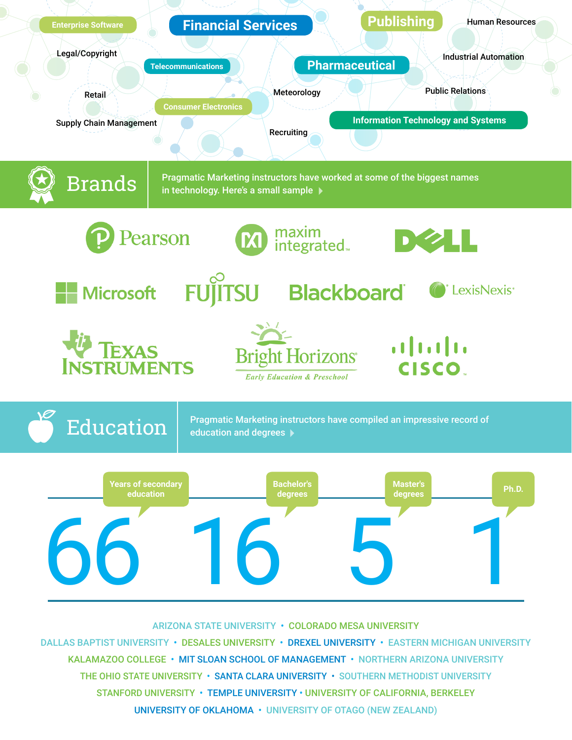Enterprise Software · Financial Services · Publishing · Human Resources · Legal/Copyright · Telecommunications · Pharmaceutical · Industrial Automation · Retail · Meteorology · Public Relations · Consumer Electronics · Supply Chain Management · Information Technology and Systems · Recruiting

## Brands

Pragmatic Marketing instructors have worked at some of the biggest names in technology. Here's a small sample

Pearson · maxim integrated · DELL · Microsoft · FUJITSU · Blackboard · LexisNexis · Texas Instruments · Bright Horizons Early Education & Preschool · cisco

## Education

Pragmatic Marketing instructors have compiled an impressive record of education and degrees

| Years of secondary education | Bachelor's degrees | Master's degrees | Ph.D. |
|---|---|---|---|
| 66 | 16 | 5 | 1 |

ARIZONA STATE UNIVERSITY • COLORADO MESA UNIVERSITY
DALLAS BAPTIST UNIVERSITY • DESALES UNIVERSITY • DREXEL UNIVERSITY • EASTERN MICHIGAN UNIVERSITY
KALAMAZOO COLLEGE • MIT SLOAN SCHOOL OF MANAGEMENT • NORTHERN ARIZONA UNIVERSITY
THE OHIO STATE UNIVERSITY • SANTA CLARA UNIVERSITY • SOUTHERN METHODIST UNIVERSITY
STANFORD UNIVERSITY • TEMPLE UNIVERSITY • UNIVERSITY OF CALIFORNIA, BERKELEY
UNIVERSITY OF OKLAHOMA • UNIVERSITY OF OTAGO (NEW ZEALAND)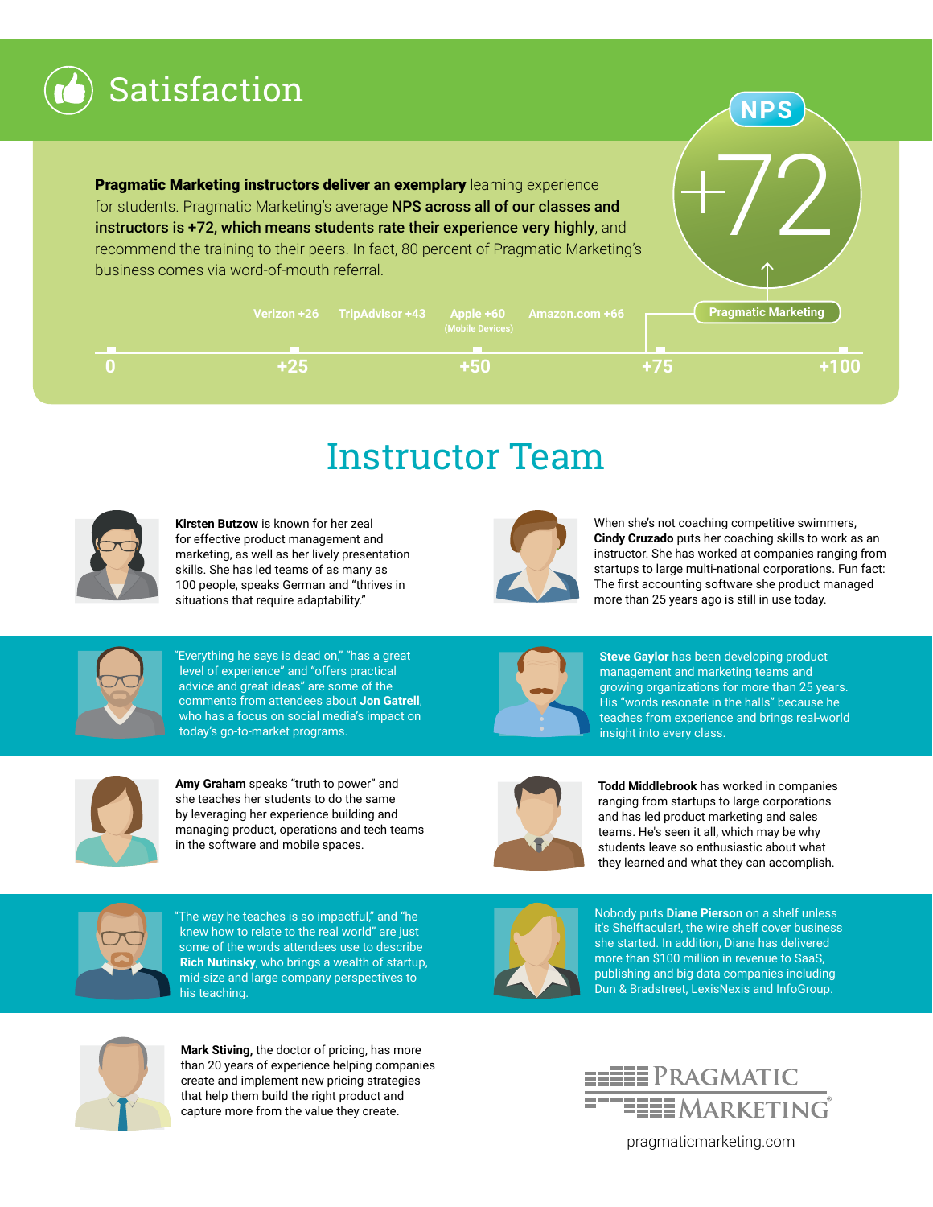# Satisfaction

**Pragmatic Marketing instructors deliver an exemplary** learning experience for students. Pragmatic Marketing's average **NPS across all of our classes and instructors is +72, which means students rate their experience very highly**, and recommend the training to their peers. In fact, 80 percent of Pragmatic Marketing's business comes via word-of-mouth referral.

NPS +72

Verizon +26
TripAdvisor +43
Apple +60 (Mobile Devices)
Amazon.com +66
Pragmatic Marketing

0
+25
+50
+75
+100

## Instructor Team

**Kirsten Butzow** is known for her zeal for effective product management and marketing, as well as her lively presentation skills. She has led teams of as many as 100 people, speaks German and "thrives in situations that require adaptability."

When she's not coaching competitive swimmers, **Cindy Cruzado** puts her coaching skills to work as an instructor. She has worked at companies ranging from startups to large multi-national corporations. Fun fact: The first accounting software she product managed more than 25 years ago is still in use today.

"Everything he says is dead on," "has a great level of experience" and "offers practical advice and great ideas" are some of the comments from attendees about **Jon Gatrell**, who has a focus on social media's impact on today's go-to-market programs.

**Steve Gaylor** has been developing product management and marketing teams and growing organizations for more than 25 years. His "words resonate in the halls" because he teaches from experience and brings real-world insight into every class.

**Amy Graham** speaks "truth to power" and she teaches her students to do the same by leveraging her experience building and managing product, operations and tech teams in the software and mobile spaces.

**Todd Middlebrook** has worked in companies ranging from startups to large corporations and has led product marketing and sales teams. He's seen it all, which may be why students leave so enthusiastic about what they learned and what they can accomplish.

"The way he teaches is so impactful," and "he knew how to relate to the real world" are just some of the words attendees use to describe **Rich Nutinsky**, who brings a wealth of startup, mid-size and large company perspectives to his teaching.

Nobody puts **Diane Pierson** on a shelf unless it's Shelftacular!, the wire shelf cover business she started. In addition, Diane has delivered more than $100 million in revenue to SaaS, publishing and big data companies including Dun & Bradstreet, LexisNexis and InfoGroup.

**Mark Stiving,** the doctor of pricing, has more than 20 years of experience helping companies create and implement new pricing strategies that help them build the right product and capture more from the value they create.

PRAGMATIC MARKETING®

pragmaticmarketing.com